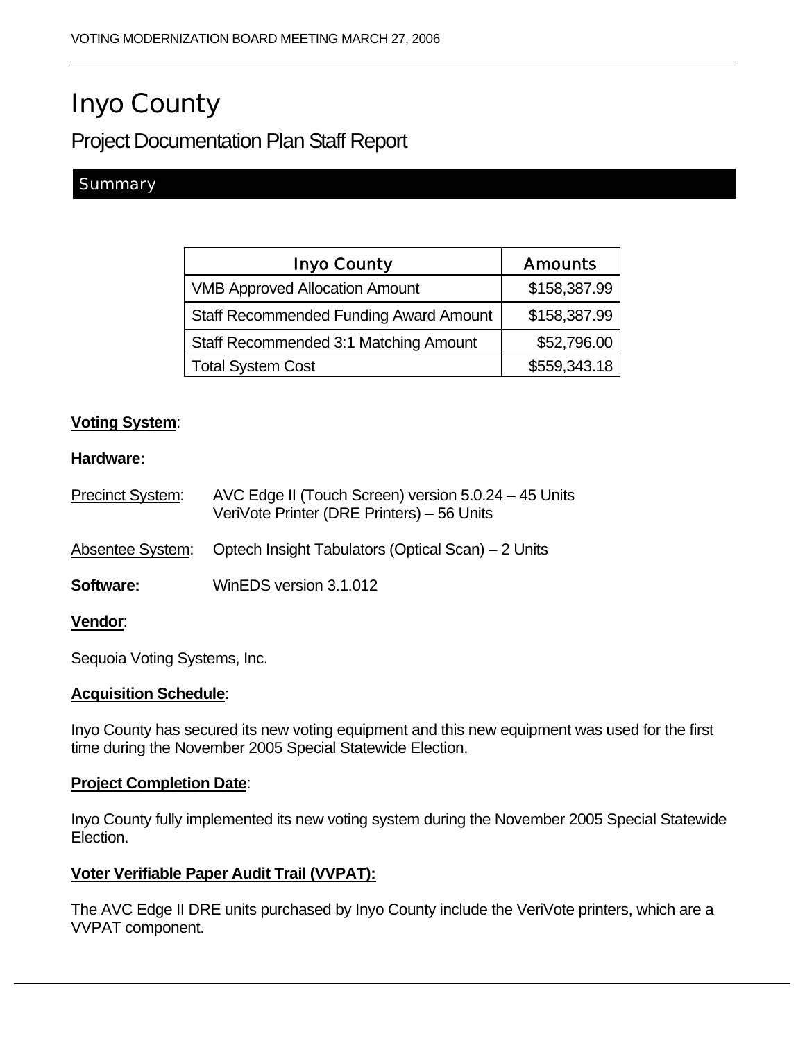# Inyo County

## Project Documentation Plan Staff Report

### Summary

| Inyo County | Amounts |
|---|---:|
| VMB Approved Allocation Amount | $158,387.99 |
| Staff Recommended Funding Award Amount | $158,387.99 |
| Staff Recommended 3:1 Matching Amount | $52,796.00 |
| Total System Cost | $559,343.18 |

**Voting System**:

**Hardware:**

Precinct System: AVC Edge II (Touch Screen) version 5.0.24 – 45 Units
VeriVote Printer (DRE Printers) – 56 Units

Absentee System: Optech Insight Tabulators (Optical Scan) – 2 Units

**Software:** WinEDS version 3.1.012

**Vendor**:

Sequoia Voting Systems, Inc.

**Acquisition Schedule**:

Inyo County has secured its new voting equipment and this new equipment was used for the first time during the November 2005 Special Statewide Election.

**Project Completion Date**:

Inyo County fully implemented its new voting system during the November 2005 Special Statewide Election.

**Voter Verifiable Paper Audit Trail (VVPAT):**

The AVC Edge II DRE units purchased by Inyo County include the VeriVote printers, which are a VVPAT component.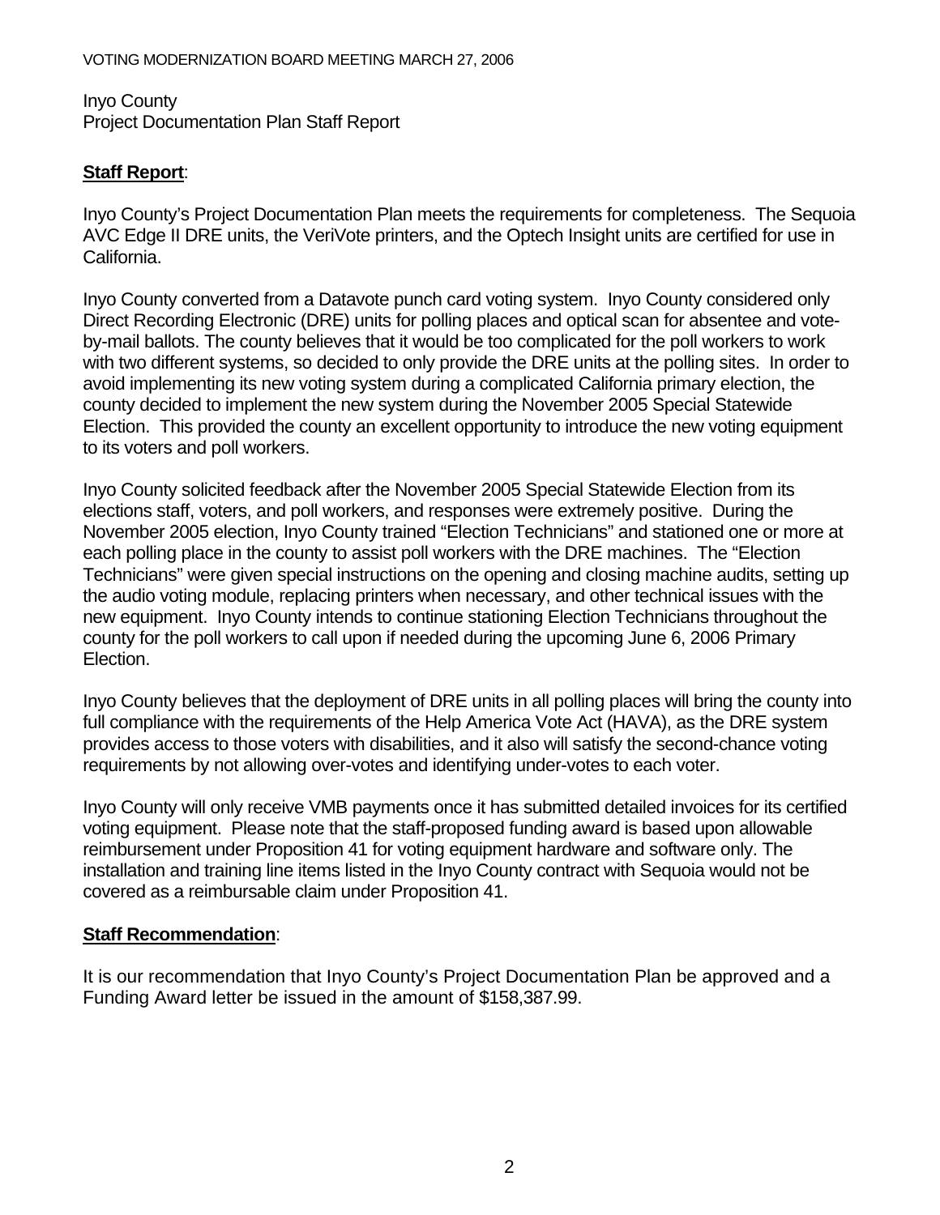Inyo County
Project Documentation Plan Staff Report

**Staff Report**:

Inyo County's Project Documentation Plan meets the requirements for completeness. The Sequoia AVC Edge II DRE units, the VeriVote printers, and the Optech Insight units are certified for use in California.

Inyo County converted from a Datavote punch card voting system. Inyo County considered only Direct Recording Electronic (DRE) units for polling places and optical scan for absentee and vote-by-mail ballots. The county believes that it would be too complicated for the poll workers to work with two different systems, so decided to only provide the DRE units at the polling sites. In order to avoid implementing its new voting system during a complicated California primary election, the county decided to implement the new system during the November 2005 Special Statewide Election. This provided the county an excellent opportunity to introduce the new voting equipment to its voters and poll workers.

Inyo County solicited feedback after the November 2005 Special Statewide Election from its elections staff, voters, and poll workers, and responses were extremely positive. During the November 2005 election, Inyo County trained "Election Technicians" and stationed one or more at each polling place in the county to assist poll workers with the DRE machines. The "Election Technicians" were given special instructions on the opening and closing machine audits, setting up the audio voting module, replacing printers when necessary, and other technical issues with the new equipment. Inyo County intends to continue stationing Election Technicians throughout the county for the poll workers to call upon if needed during the upcoming June 6, 2006 Primary Election.

Inyo County believes that the deployment of DRE units in all polling places will bring the county into full compliance with the requirements of the Help America Vote Act (HAVA), as the DRE system provides access to those voters with disabilities, and it also will satisfy the second-chance voting requirements by not allowing over-votes and identifying under-votes to each voter.

Inyo County will only receive VMB payments once it has submitted detailed invoices for its certified voting equipment. Please note that the staff-proposed funding award is based upon allowable reimbursement under Proposition 41 for voting equipment hardware and software only. The installation and training line items listed in the Inyo County contract with Sequoia would not be covered as a reimbursable claim under Proposition 41.

**Staff Recommendation**:

It is our recommendation that Inyo County's Project Documentation Plan be approved and a Funding Award letter be issued in the amount of $158,387.99.